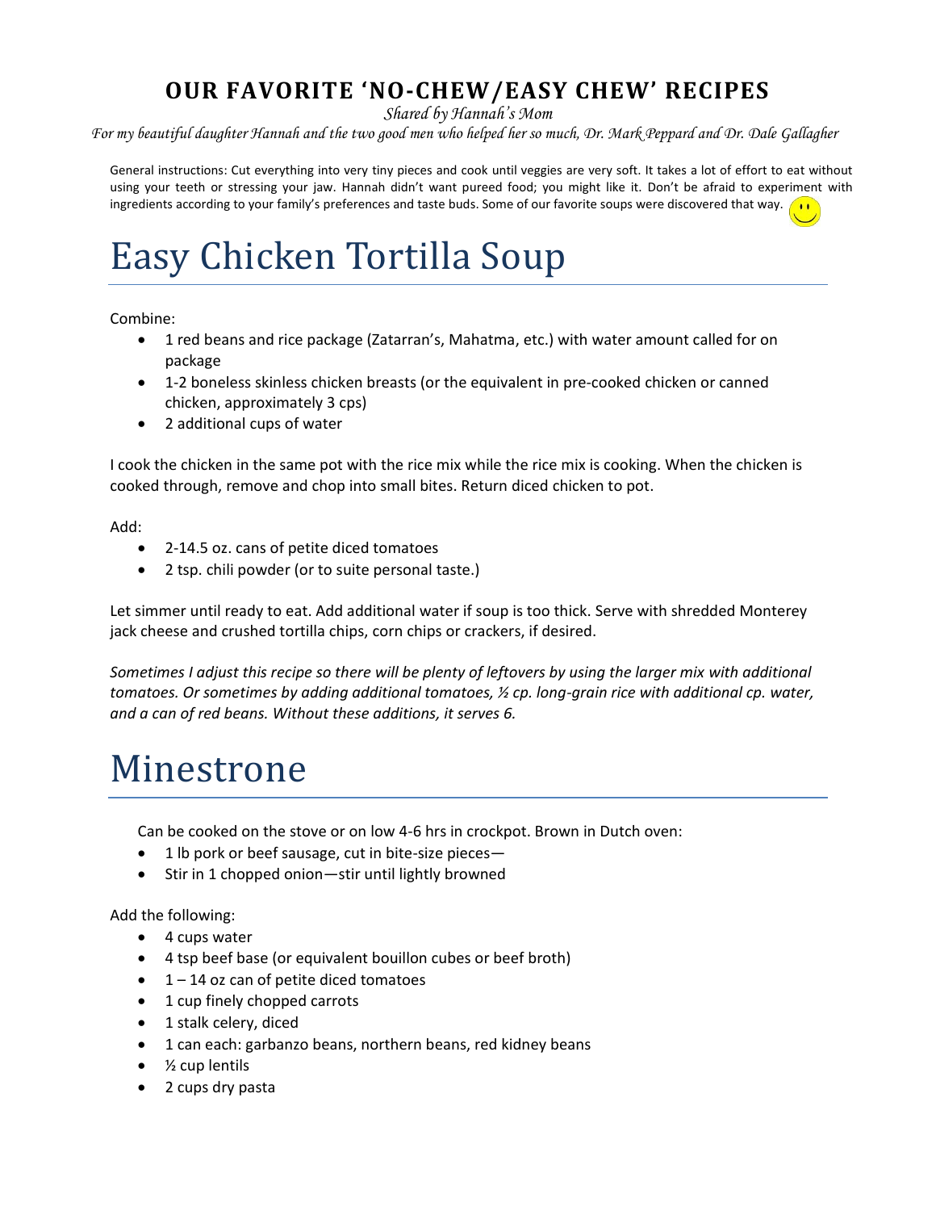# OUR FAVORITE 'NO-CHEW/EASY CHEW' RECIPES

*Shared by Hannah's Mom*

*For my beautiful daughter Hannah and the two good men who helped her so much, Dr. Mark Peppard and Dr. Dale Gallagher*

General instructions: Cut everything into very tiny pieces and cook until veggies are very soft. It takes a lot of effort to eat without using your teeth or stressing your jaw. Hannah didn't want pureed food; you might like it. Don't be afraid to experiment with ingredients according to your family's preferences and taste buds. Some of our favorite soups were discovered that way.

# Easy Chicken Tortilla Soup

Combine:

- 1 red beans and rice package (Zatarran's, Mahatma, etc.) with water amount called for on package
- 1-2 boneless skinless chicken breasts (or the equivalent in pre-cooked chicken or canned chicken, approximately 3 cps)
- 2 additional cups of water

I cook the chicken in the same pot with the rice mix while the rice mix is cooking. When the chicken is cooked through, remove and chop into small bites. Return diced chicken to pot.

Add:

- 2-14.5 oz. cans of petite diced tomatoes
- 2 tsp. chili powder (or to suite personal taste.)

Let simmer until ready to eat. Add additional water if soup is too thick. Serve with shredded Monterey jack cheese and crushed tortilla chips, corn chips or crackers, if desired.

*Sometimes I adjust this recipe so there will be plenty of leftovers by using the larger mix with additional tomatoes. Or sometimes by adding additional tomatoes, ½ cp. long-grain rice with additional cp. water, and a can of red beans. Without these additions, it serves 6.*

# Minestrone

Can be cooked on the stove or on low 4-6 hrs in crockpot. Brown in Dutch oven:

- 1 lb pork or beef sausage, cut in bite-size pieces—
- Stir in 1 chopped onion—stir until lightly browned

Add the following:

- 4 cups water
- 4 tsp beef base (or equivalent bouillon cubes or beef broth)
- 1 – 14 oz can of petite diced tomatoes
- 1 cup finely chopped carrots
- 1 stalk celery, diced
- 1 can each: garbanzo beans, northern beans, red kidney beans
- ½ cup lentils
- 2 cups dry pasta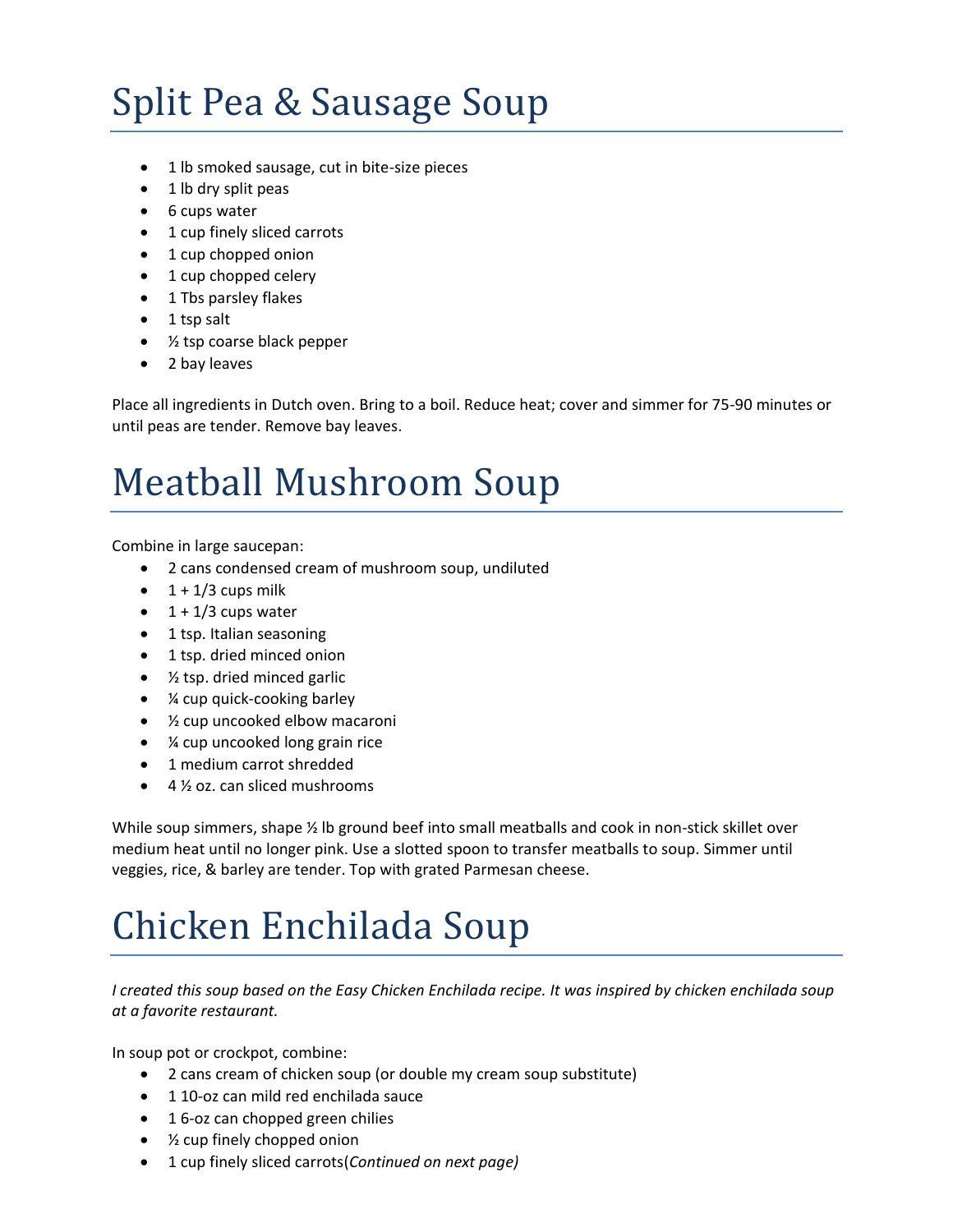# Split Pea & Sausage Soup

- 1 lb smoked sausage, cut in bite-size pieces
- 1 lb dry split peas
- 6 cups water
- 1 cup finely sliced carrots
- 1 cup chopped onion
- 1 cup chopped celery
- 1 Tbs parsley flakes
- 1 tsp salt
- ½ tsp coarse black pepper
- 2 bay leaves

Place all ingredients in Dutch oven. Bring to a boil. Reduce heat; cover and simmer for 75-90 minutes or until peas are tender. Remove bay leaves.

# Meatball Mushroom Soup

Combine in large saucepan:

- 2 cans condensed cream of mushroom soup, undiluted
- 1 + 1/3 cups milk
- 1 + 1/3 cups water
- 1 tsp. Italian seasoning
- 1 tsp. dried minced onion
- ½ tsp. dried minced garlic
- ¼ cup quick-cooking barley
- ½ cup uncooked elbow macaroni
- ¼ cup uncooked long grain rice
- 1 medium carrot shredded
- 4 ½ oz. can sliced mushrooms

While soup simmers, shape ½ lb ground beef into small meatballs and cook in non-stick skillet over medium heat until no longer pink. Use a slotted spoon to transfer meatballs to soup. Simmer until veggies, rice, & barley are tender. Top with grated Parmesan cheese.

# Chicken Enchilada Soup

*I created this soup based on the Easy Chicken Enchilada recipe. It was inspired by chicken enchilada soup at a favorite restaurant.*

In soup pot or crockpot, combine:

- 2 cans cream of chicken soup (or double my cream soup substitute)
- 1 10-oz can mild red enchilada sauce
- 1 6-oz can chopped green chilies
- ½ cup finely chopped onion
- 1 cup finely sliced carrots*(Continued on next page)*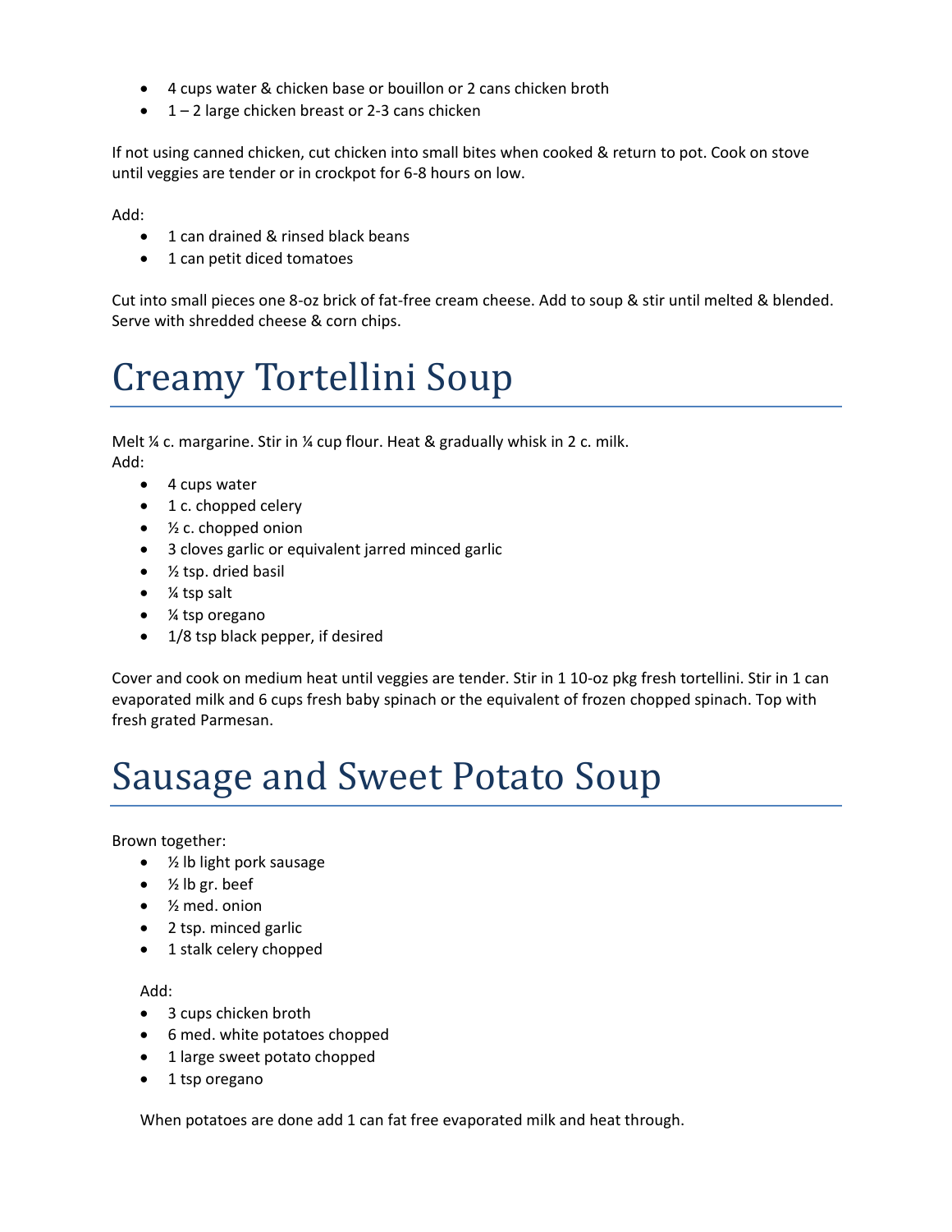- 4 cups water & chicken base or bouillon or 2 cans chicken broth
- 1 – 2 large chicken breast or 2-3 cans chicken

If not using canned chicken, cut chicken into small bites when cooked & return to pot. Cook on stove until veggies are tender or in crockpot for 6-8 hours on low.

Add:

- 1 can drained & rinsed black beans
- 1 can petit diced tomatoes

Cut into small pieces one 8-oz brick of fat-free cream cheese. Add to soup & stir until melted & blended. Serve with shredded cheese & corn chips.

# Creamy Tortellini Soup

Melt ¼ c. margarine. Stir in ¼ cup flour. Heat & gradually whisk in 2 c. milk.
Add:

- 4 cups water
- 1 c. chopped celery
- ½ c. chopped onion
- 3 cloves garlic or equivalent jarred minced garlic
- ½ tsp. dried basil
- ¼ tsp salt
- ¼ tsp oregano
- 1/8 tsp black pepper, if desired

Cover and cook on medium heat until veggies are tender. Stir in 1 10-oz pkg fresh tortellini. Stir in 1 can evaporated milk and 6 cups fresh baby spinach or the equivalent of frozen chopped spinach. Top with fresh grated Parmesan.

# Sausage and Sweet Potato Soup

Brown together:

- ½ lb light pork sausage
- ½ lb gr. beef
- ½ med. onion
- 2 tsp. minced garlic
- 1 stalk celery chopped

Add:

- 3 cups chicken broth
- 6 med. white potatoes chopped
- 1 large sweet potato chopped
- 1 tsp oregano

When potatoes are done add 1 can fat free evaporated milk and heat through.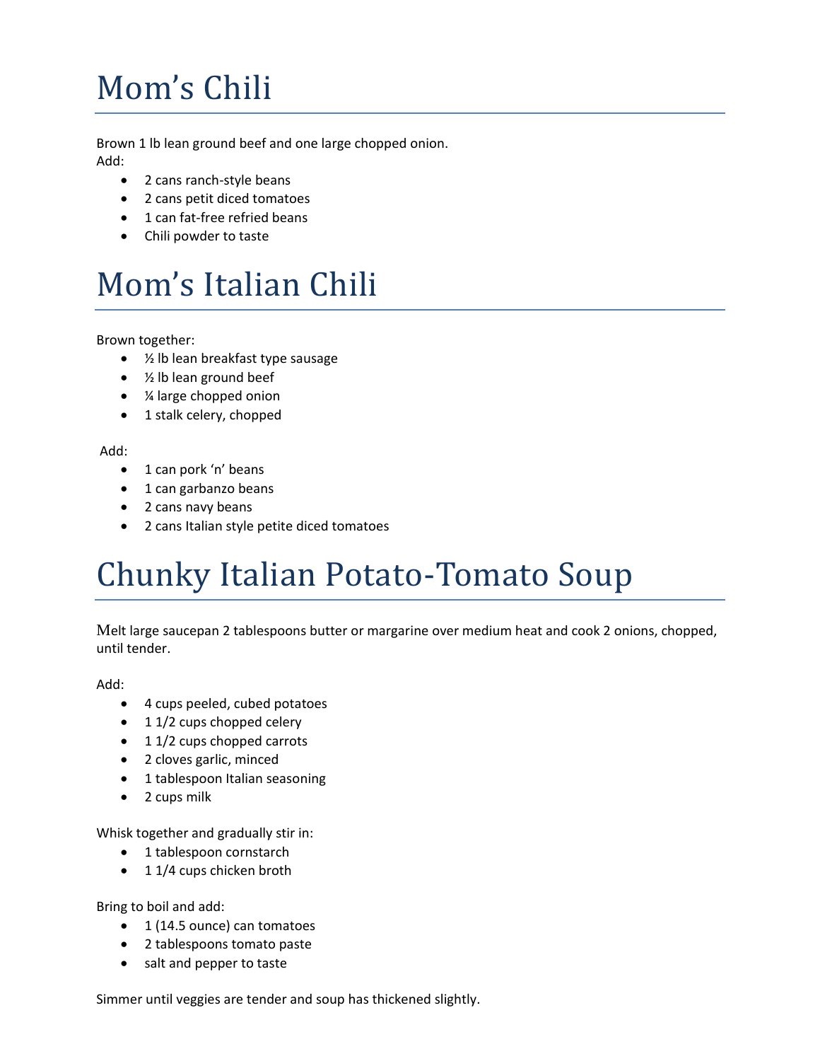# Mom's Chili

Brown 1 lb lean ground beef and one large chopped onion.
Add:

- 2 cans ranch-style beans
- 2 cans petit diced tomatoes
- 1 can fat-free refried beans
- Chili powder to taste

# Mom's Italian Chili

Brown together:

- ½ lb lean breakfast type sausage
- ½ lb lean ground beef
- ¼ large chopped onion
- 1 stalk celery, chopped

Add:

- 1 can pork 'n' beans
- 1 can garbanzo beans
- 2 cans navy beans
- 2 cans Italian style petite diced tomatoes

# Chunky Italian Potato-Tomato Soup

Melt large saucepan 2 tablespoons butter or margarine over medium heat and cook 2 onions, chopped, until tender.

Add:

- 4 cups peeled, cubed potatoes
- 1 1/2 cups chopped celery
- 1 1/2 cups chopped carrots
- 2 cloves garlic, minced
- 1 tablespoon Italian seasoning
- 2 cups milk

Whisk together and gradually stir in:

- 1 tablespoon cornstarch
- 1 1/4 cups chicken broth

Bring to boil and add:

- 1 (14.5 ounce) can tomatoes
- 2 tablespoons tomato paste
- salt and pepper to taste

Simmer until veggies are tender and soup has thickened slightly.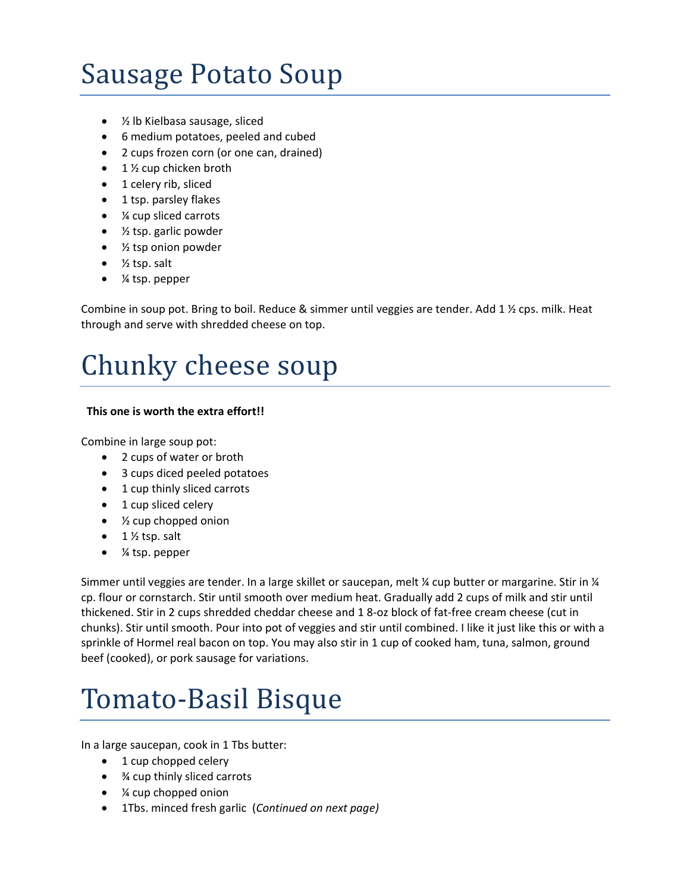# Sausage Potato Soup

- ½ lb Kielbasa sausage, sliced
- 6 medium potatoes, peeled and cubed
- 2 cups frozen corn (or one can, drained)
- 1 ½ cup chicken broth
- 1 celery rib, sliced
- 1 tsp. parsley flakes
- ¼ cup sliced carrots
- ½ tsp. garlic powder
- ½ tsp onion powder
- ½ tsp. salt
- ¼ tsp. pepper

Combine in soup pot. Bring to boil. Reduce & simmer until veggies are tender. Add 1 ½ cps. milk. Heat through and serve with shredded cheese on top.

# Chunky cheese soup

**This one is worth the extra effort!!**

Combine in large soup pot:

- 2 cups of water or broth
- 3 cups diced peeled potatoes
- 1 cup thinly sliced carrots
- 1 cup sliced celery
- ½ cup chopped onion
- 1 ½ tsp. salt
- ¼ tsp. pepper

Simmer until veggies are tender. In a large skillet or saucepan, melt ¼ cup butter or margarine. Stir in ¼ cp. flour or cornstarch. Stir until smooth over medium heat. Gradually add 2 cups of milk and stir until thickened. Stir in 2 cups shredded cheddar cheese and 1 8-oz block of fat-free cream cheese (cut in chunks). Stir until smooth. Pour into pot of veggies and stir until combined. I like it just like this or with a sprinkle of Hormel real bacon on top. You may also stir in 1 cup of cooked ham, tuna, salmon, ground beef (cooked), or pork sausage for variations.

# Tomato-Basil Bisque

In a large saucepan, cook in 1 Tbs butter:

- 1 cup chopped celery
- ¾ cup thinly sliced carrots
- ¼ cup chopped onion
- 1Tbs. minced fresh garlic (*Continued on next page)*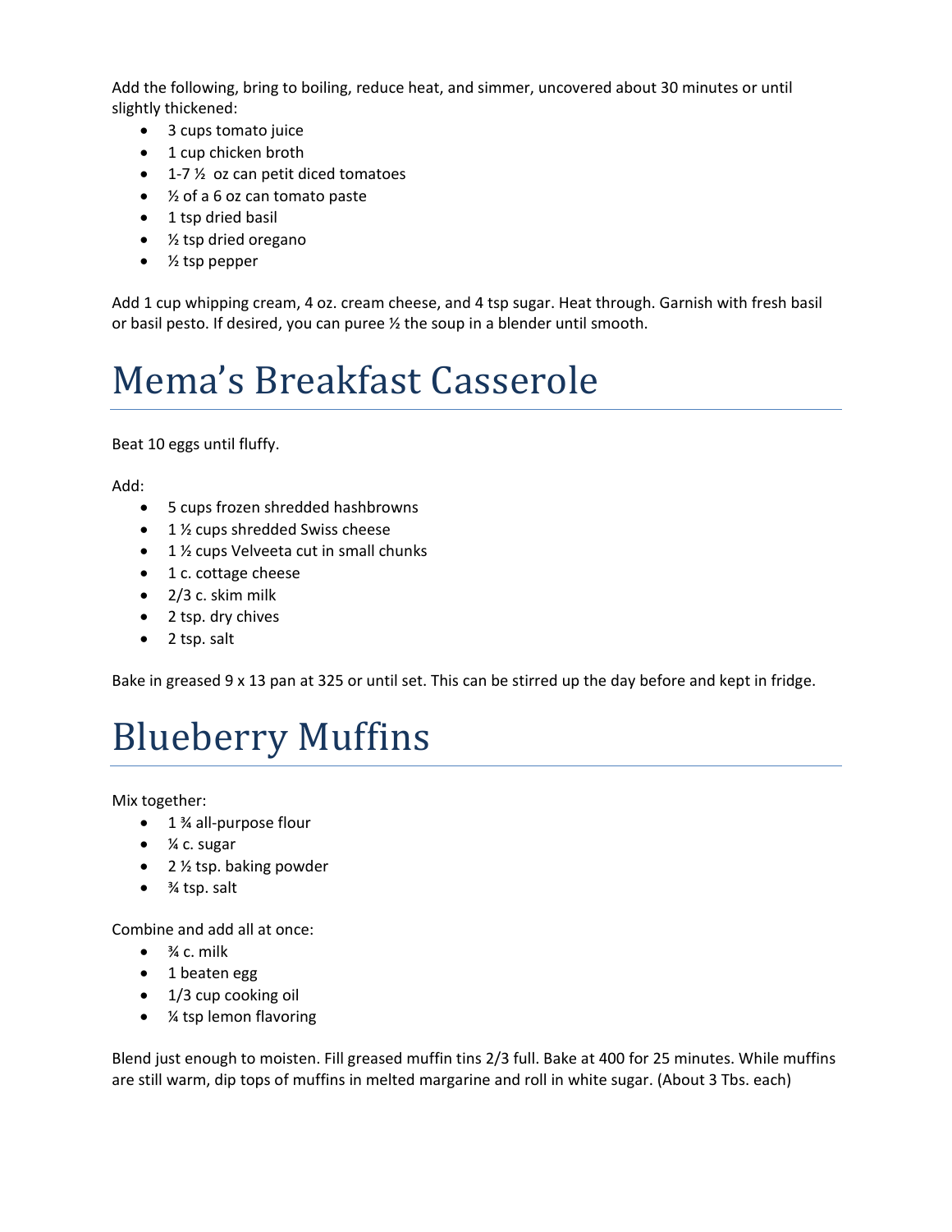Add the following, bring to boiling, reduce heat, and simmer, uncovered about 30 minutes or until slightly thickened:

- 3 cups tomato juice
- 1 cup chicken broth
- 1-7 ½  oz can petit diced tomatoes
- ½ of a 6 oz can tomato paste
- 1 tsp dried basil
- ½ tsp dried oregano
- ½ tsp pepper

Add 1 cup whipping cream, 4 oz. cream cheese, and 4 tsp sugar. Heat through. Garnish with fresh basil or basil pesto. If desired, you can puree ½ the soup in a blender until smooth.

# Mema's Breakfast Casserole

Beat 10 eggs until fluffy.

Add:

- 5 cups frozen shredded hashbrowns
- 1 ½ cups shredded Swiss cheese
- 1 ½ cups Velveeta cut in small chunks
- 1 c. cottage cheese
- 2/3 c. skim milk
- 2 tsp. dry chives
- 2 tsp. salt

Bake in greased 9 x 13 pan at 325 or until set. This can be stirred up the day before and kept in fridge.

# Blueberry Muffins

Mix together:

- 1 ¾ all-purpose flour
- ¼ c. sugar
- 2 ½ tsp. baking powder
- ¾ tsp. salt

Combine and add all at once:

- ¾ c. milk
- 1 beaten egg
- 1/3 cup cooking oil
- ¼ tsp lemon flavoring

Blend just enough to moisten. Fill greased muffin tins 2/3 full. Bake at 400 for 25 minutes. While muffins are still warm, dip tops of muffins in melted margarine and roll in white sugar. (About 3 Tbs. each)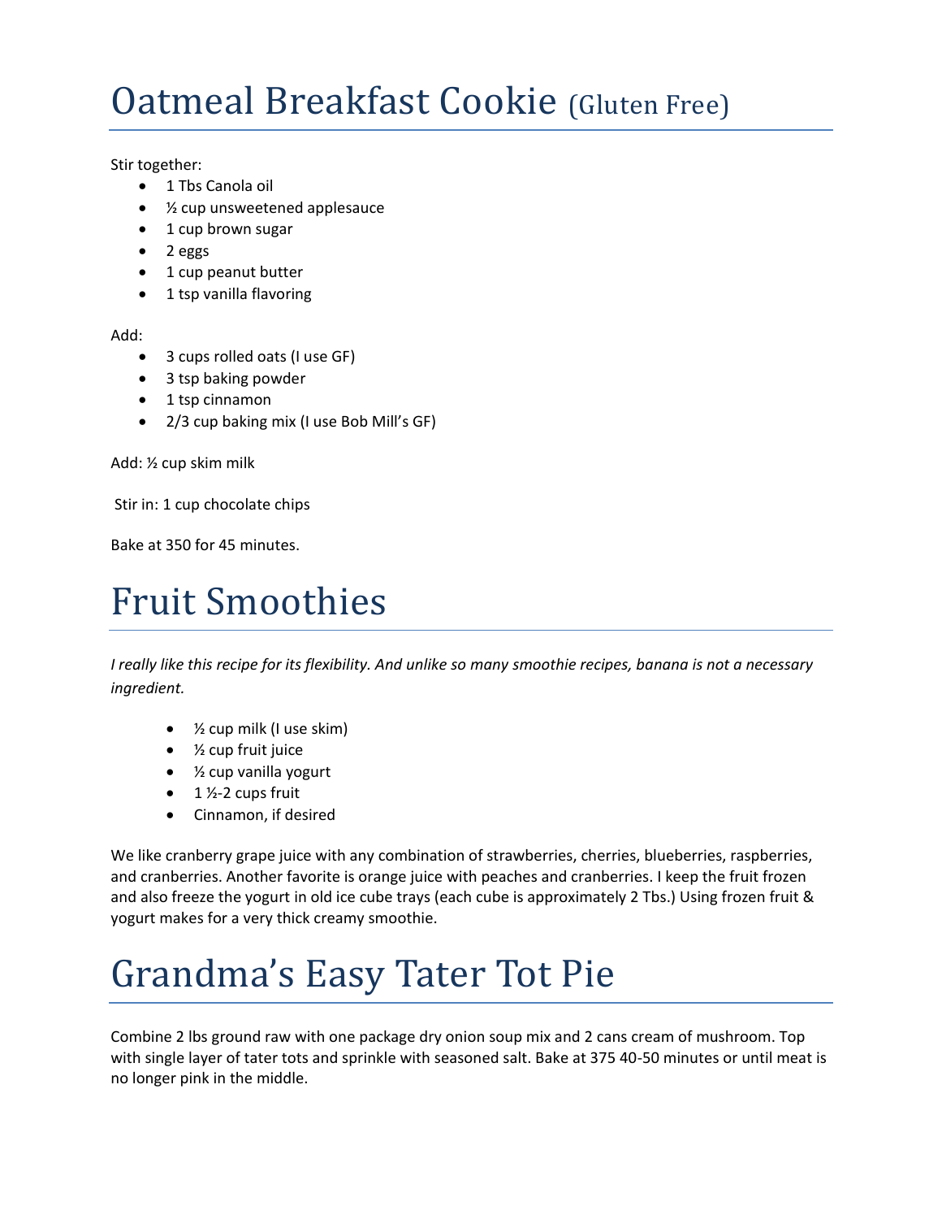# Oatmeal Breakfast Cookie (Gluten Free)

Stir together:

- 1 Tbs Canola oil
- ½ cup unsweetened applesauce
- 1 cup brown sugar
- 2 eggs
- 1 cup peanut butter
- 1 tsp vanilla flavoring

Add:

- 3 cups rolled oats (I use GF)
- 3 tsp baking powder
- 1 tsp cinnamon
- 2/3 cup baking mix (I use Bob Mill's GF)

Add: ½ cup skim milk

Stir in: 1 cup chocolate chips

Bake at 350 for 45 minutes.

# Fruit Smoothies

*I really like this recipe for its flexibility. And unlike so many smoothie recipes, banana is not a necessary ingredient.*

- ½ cup milk (I use skim)
- ½ cup fruit juice
- ½ cup vanilla yogurt
- 1 ½-2 cups fruit
- Cinnamon, if desired

We like cranberry grape juice with any combination of strawberries, cherries, blueberries, raspberries, and cranberries. Another favorite is orange juice with peaches and cranberries. I keep the fruit frozen and also freeze the yogurt in old ice cube trays (each cube is approximately 2 Tbs.) Using frozen fruit & yogurt makes for a very thick creamy smoothie.

# Grandma's Easy Tater Tot Pie

Combine 2 lbs ground raw with one package dry onion soup mix and 2 cans cream of mushroom. Top with single layer of tater tots and sprinkle with seasoned salt. Bake at 375 40-50 minutes or until meat is no longer pink in the middle.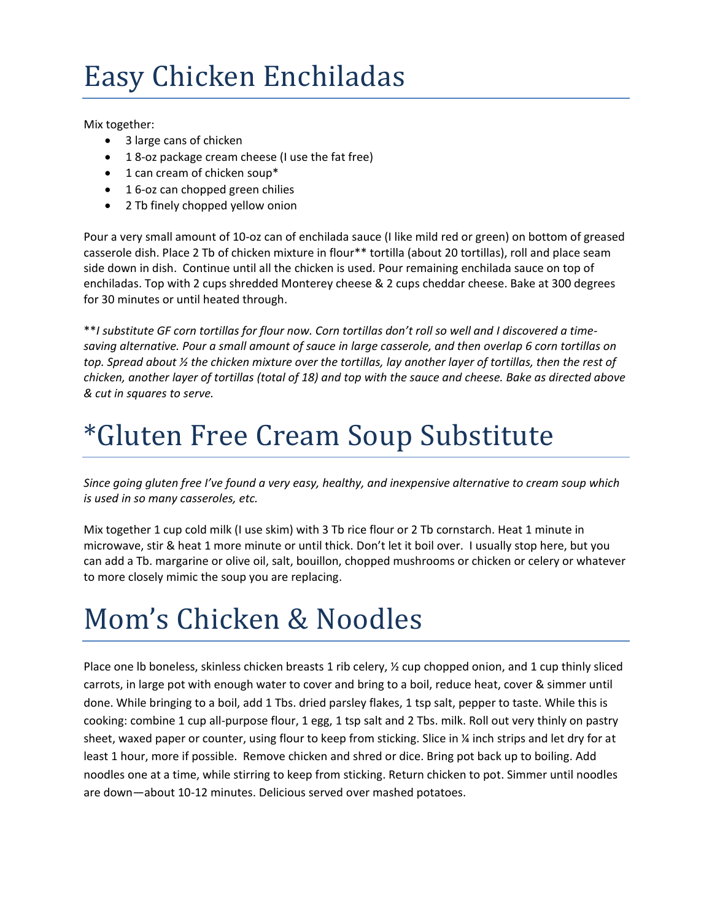# Easy Chicken Enchiladas

Mix together:

- 3 large cans of chicken
- 1 8-oz package cream cheese (I use the fat free)
- 1 can cream of chicken soup*
- 1 6-oz can chopped green chilies
- 2 Tb finely chopped yellow onion

Pour a very small amount of 10-oz can of enchilada sauce (I like mild red or green) on bottom of greased casserole dish. Place 2 Tb of chicken mixture in flour** tortilla (about 20 tortillas), roll and place seam side down in dish. Continue until all the chicken is used. Pour remaining enchilada sauce on top of enchiladas. Top with 2 cups shredded Monterey cheese & 2 cups cheddar cheese. Bake at 300 degrees for 30 minutes or until heated through.

***I substitute GF corn tortillas for flour now. Corn tortillas don't roll so well and I discovered a time-saving alternative. Pour a small amount of sauce in large casserole, and then overlap 6 corn tortillas on top. Spread about ½ the chicken mixture over the tortillas, lay another layer of tortillas, then the rest of chicken, another layer of tortillas (total of 18) and top with the sauce and cheese. Bake as directed above & cut in squares to serve.*

# *Gluten Free Cream Soup Substitute

*Since going gluten free I've found a very easy, healthy, and inexpensive alternative to cream soup which is used in so many casseroles, etc.*

Mix together 1 cup cold milk (I use skim) with 3 Tb rice flour or 2 Tb cornstarch. Heat 1 minute in microwave, stir & heat 1 more minute or until thick. Don't let it boil over. I usually stop here, but you can add a Tb. margarine or olive oil, salt, bouillon, chopped mushrooms or chicken or celery or whatever to more closely mimic the soup you are replacing.

# Mom's Chicken & Noodles

Place one lb boneless, skinless chicken breasts 1 rib celery, ½ cup chopped onion, and 1 cup thinly sliced carrots, in large pot with enough water to cover and bring to a boil, reduce heat, cover & simmer until done. While bringing to a boil, add 1 Tbs. dried parsley flakes, 1 tsp salt, pepper to taste. While this is cooking: combine 1 cup all-purpose flour, 1 egg, 1 tsp salt and 2 Tbs. milk. Roll out very thinly on pastry sheet, waxed paper or counter, using flour to keep from sticking. Slice in ¼ inch strips and let dry for at least 1 hour, more if possible. Remove chicken and shred or dice. Bring pot back up to boiling. Add noodles one at a time, while stirring to keep from sticking. Return chicken to pot. Simmer until noodles are down—about 10-12 minutes. Delicious served over mashed potatoes.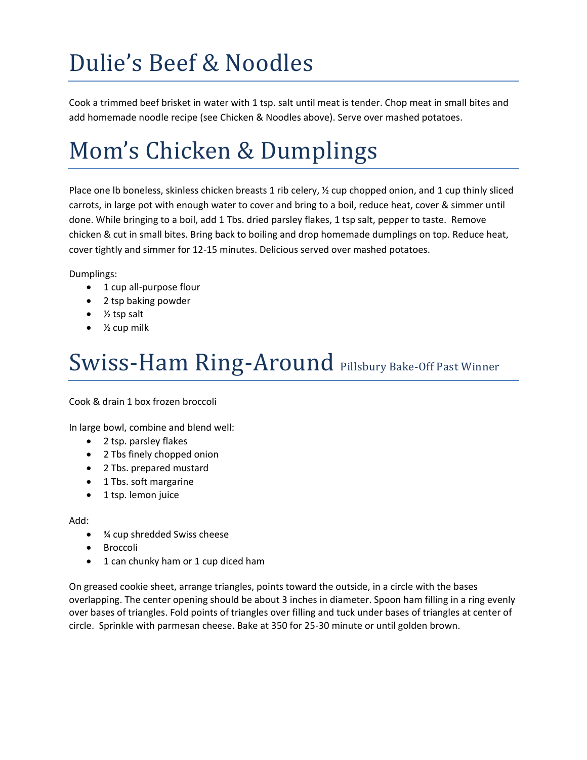# Dulie's Beef & Noodles

Cook a trimmed beef brisket in water with 1 tsp. salt until meat is tender. Chop meat in small bites and add homemade noodle recipe (see Chicken & Noodles above). Serve over mashed potatoes.

# Mom's Chicken & Dumplings

Place one lb boneless, skinless chicken breasts 1 rib celery, ½ cup chopped onion, and 1 cup thinly sliced carrots, in large pot with enough water to cover and bring to a boil, reduce heat, cover & simmer until done. While bringing to a boil, add 1 Tbs. dried parsley flakes, 1 tsp salt, pepper to taste. Remove chicken & cut in small bites. Bring back to boiling and drop homemade dumplings on top. Reduce heat, cover tightly and simmer for 12-15 minutes. Delicious served over mashed potatoes.

Dumplings:

- 1 cup all-purpose flour
- 2 tsp baking powder
- ½ tsp salt
- ½ cup milk

# Swiss-Ham Ring-Around Pillsbury Bake-Off Past Winner

Cook & drain 1 box frozen broccoli

In large bowl, combine and blend well:

- 2 tsp. parsley flakes
- 2 Tbs finely chopped onion
- 2 Tbs. prepared mustard
- 1 Tbs. soft margarine
- 1 tsp. lemon juice

Add:

- ¾ cup shredded Swiss cheese
- Broccoli
- 1 can chunky ham or 1 cup diced ham

On greased cookie sheet, arrange triangles, points toward the outside, in a circle with the bases overlapping. The center opening should be about 3 inches in diameter. Spoon ham filling in a ring evenly over bases of triangles. Fold points of triangles over filling and tuck under bases of triangles at center of circle. Sprinkle with parmesan cheese. Bake at 350 for 25-30 minute or until golden brown.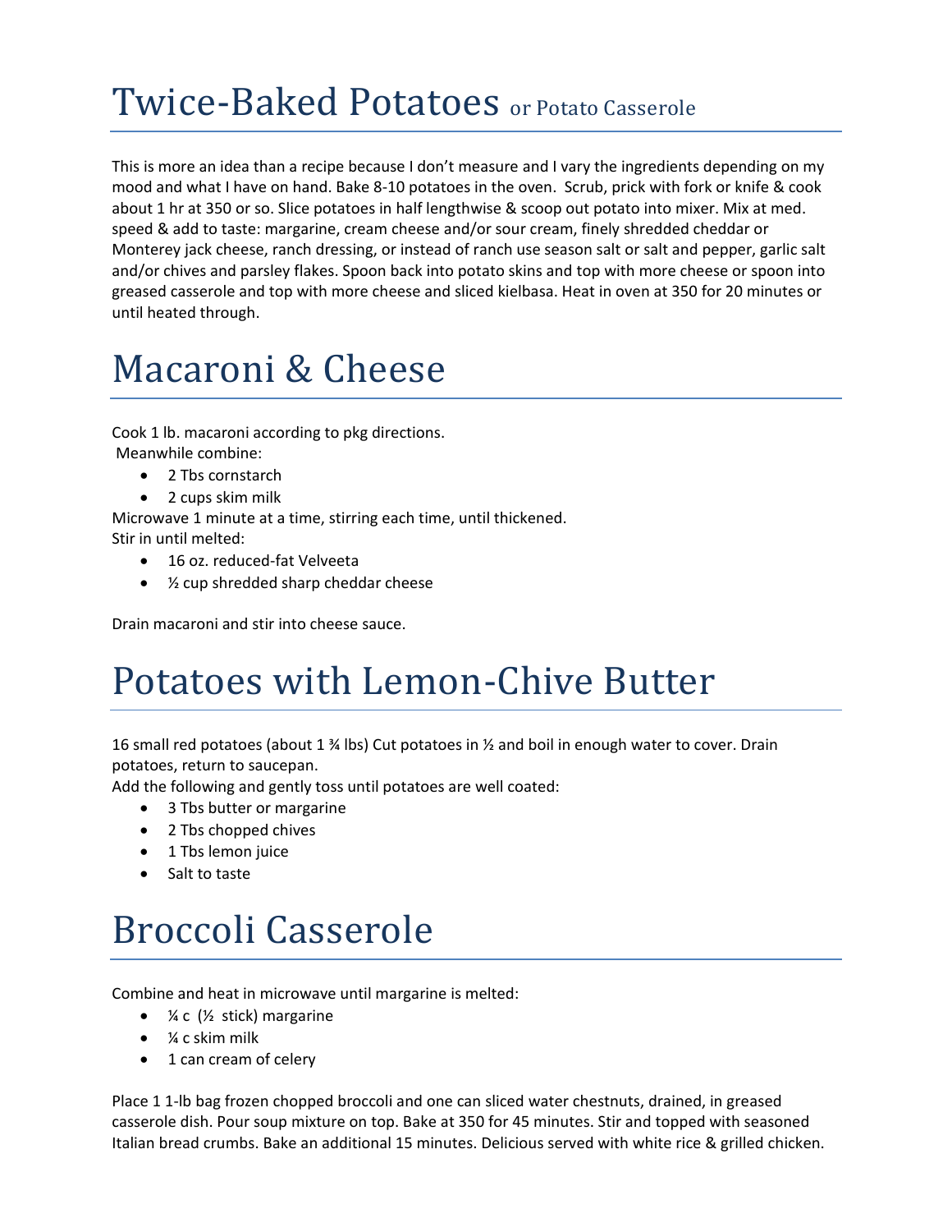# Twice-Baked Potatoes or Potato Casserole

This is more an idea than a recipe because I don't measure and I vary the ingredients depending on my mood and what I have on hand. Bake 8-10 potatoes in the oven. Scrub, prick with fork or knife & cook about 1 hr at 350 or so. Slice potatoes in half lengthwise & scoop out potato into mixer. Mix at med. speed & add to taste: margarine, cream cheese and/or sour cream, finely shredded cheddar or Monterey jack cheese, ranch dressing, or instead of ranch use season salt or salt and pepper, garlic salt and/or chives and parsley flakes. Spoon back into potato skins and top with more cheese or spoon into greased casserole and top with more cheese and sliced kielbasa. Heat in oven at 350 for 20 minutes or until heated through.

# Macaroni & Cheese

Cook 1 lb. macaroni according to pkg directions.
Meanwhile combine:

- 2 Tbs cornstarch
- 2 cups skim milk

Microwave 1 minute at a time, stirring each time, until thickened.
Stir in until melted:

- 16 oz. reduced-fat Velveeta
- ½ cup shredded sharp cheddar cheese

Drain macaroni and stir into cheese sauce.

# Potatoes with Lemon-Chive Butter

16 small red potatoes (about 1 ¾ lbs) Cut potatoes in ½ and boil in enough water to cover. Drain potatoes, return to saucepan.
Add the following and gently toss until potatoes are well coated:

- 3 Tbs butter or margarine
- 2 Tbs chopped chives
- 1 Tbs lemon juice
- Salt to taste

# Broccoli Casserole

Combine and heat in microwave until margarine is melted:

- ¼ c (½ stick) margarine
- ¼ c skim milk
- 1 can cream of celery

Place 1 1-lb bag frozen chopped broccoli and one can sliced water chestnuts, drained, in greased casserole dish. Pour soup mixture on top. Bake at 350 for 45 minutes. Stir and topped with seasoned Italian bread crumbs. Bake an additional 15 minutes. Delicious served with white rice & grilled chicken.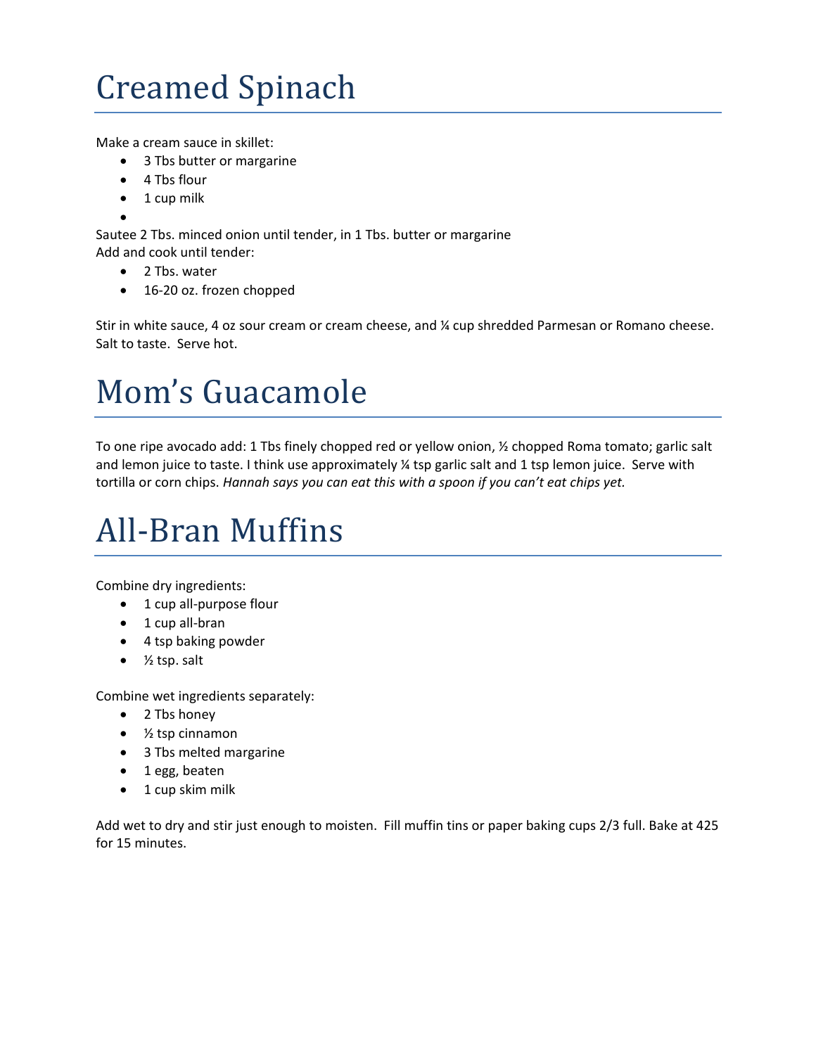# Creamed Spinach

Make a cream sauce in skillet:

- 3 Tbs butter or margarine
- 4 Tbs flour
- 1 cup milk
-

Sautee 2 Tbs. minced onion until tender, in 1 Tbs. butter or margarine
Add and cook until tender:

- 2 Tbs. water
- 16-20 oz. frozen chopped

Stir in white sauce, 4 oz sour cream or cream cheese, and ¼ cup shredded Parmesan or Romano cheese. Salt to taste. Serve hot.

# Mom's Guacamole

To one ripe avocado add: 1 Tbs finely chopped red or yellow onion, ½ chopped Roma tomato; garlic salt and lemon juice to taste. I think use approximately ¼ tsp garlic salt and 1 tsp lemon juice. Serve with tortilla or corn chips. *Hannah says you can eat this with a spoon if you can't eat chips yet.*

# All-Bran Muffins

Combine dry ingredients:

- 1 cup all-purpose flour
- 1 cup all-bran
- 4 tsp baking powder
- ½ tsp. salt

Combine wet ingredients separately:

- 2 Tbs honey
- ½ tsp cinnamon
- 3 Tbs melted margarine
- 1 egg, beaten
- 1 cup skim milk

Add wet to dry and stir just enough to moisten. Fill muffin tins or paper baking cups 2/3 full. Bake at 425 for 15 minutes.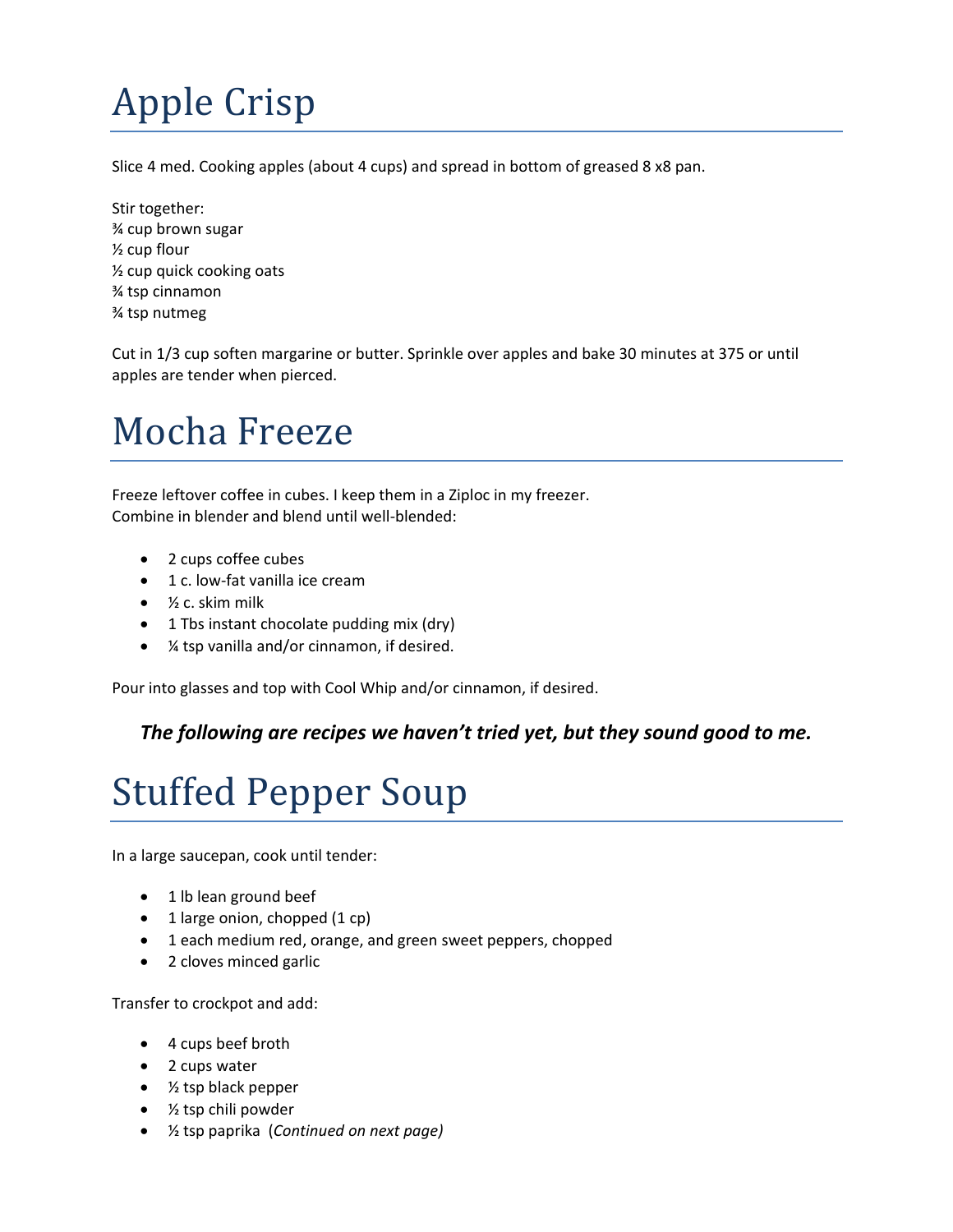# Apple Crisp

Slice 4 med. Cooking apples (about 4 cups) and spread in bottom of greased 8 x8 pan.

Stir together:
¾ cup brown sugar
½ cup flour
½ cup quick cooking oats
¾ tsp cinnamon
¾ tsp nutmeg

Cut in 1/3 cup soften margarine or butter. Sprinkle over apples and bake 30 minutes at 375 or until apples are tender when pierced.

# Mocha Freeze

Freeze leftover coffee in cubes. I keep them in a Ziploc in my freezer.
Combine in blender and blend until well-blended:

- 2 cups coffee cubes
- 1 c. low-fat vanilla ice cream
- ½ c. skim milk
- 1 Tbs instant chocolate pudding mix (dry)
- ¼ tsp vanilla and/or cinnamon, if desired.

Pour into glasses and top with Cool Whip and/or cinnamon, if desired.

***The following are recipes we haven't tried yet, but they sound good to me.***

# Stuffed Pepper Soup

In a large saucepan, cook until tender:

- 1 lb lean ground beef
- 1 large onion, chopped (1 cp)
- 1 each medium red, orange, and green sweet peppers, chopped
- 2 cloves minced garlic

Transfer to crockpot and add:

- 4 cups beef broth
- 2 cups water
- ½ tsp black pepper
- ½ tsp chili powder
- ½ tsp paprika (*Continued on next page)*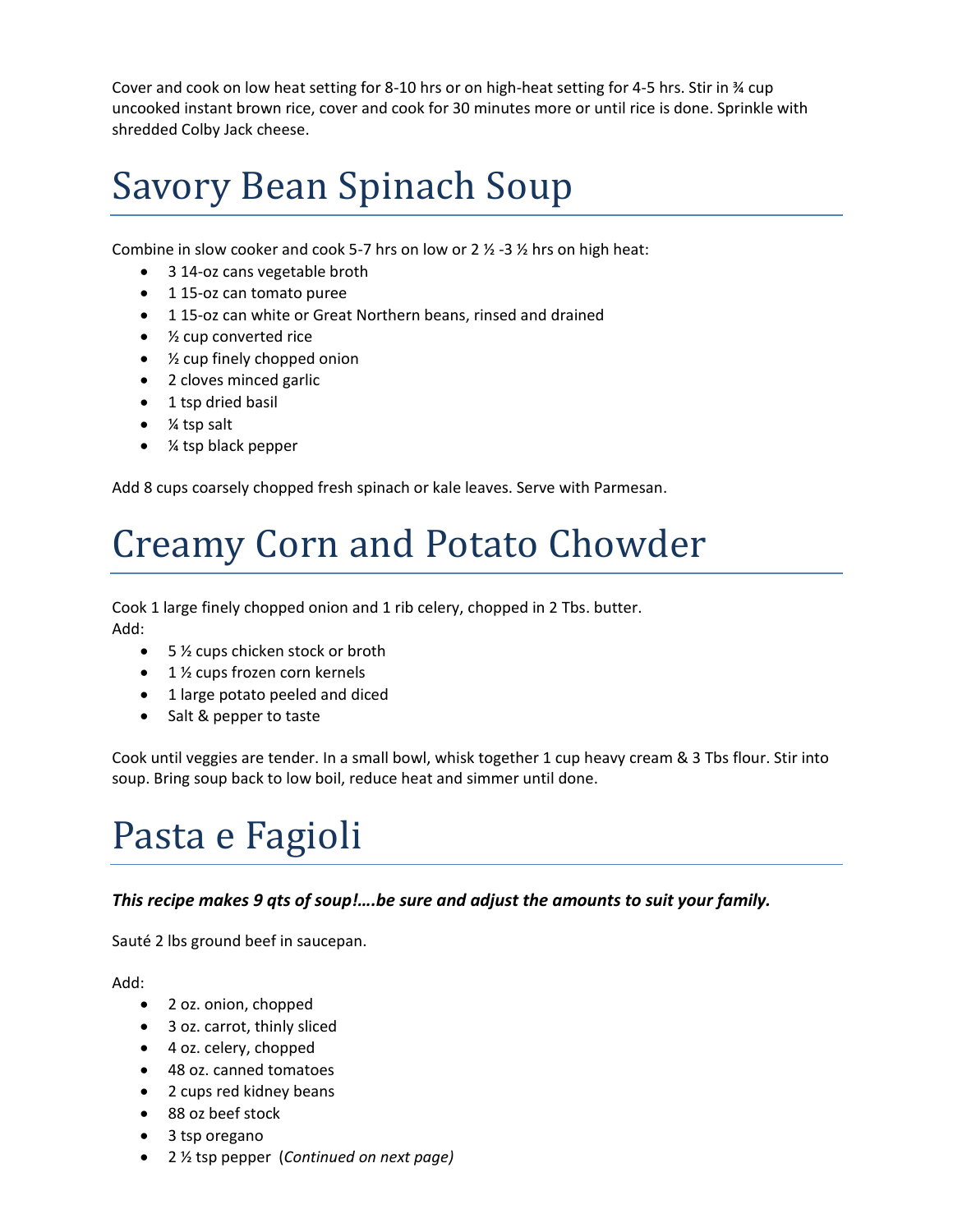Cover and cook on low heat setting for 8-10 hrs or on high-heat setting for 4-5 hrs. Stir in ¾ cup uncooked instant brown rice, cover and cook for 30 minutes more or until rice is done. Sprinkle with shredded Colby Jack cheese.

# Savory Bean Spinach Soup

Combine in slow cooker and cook 5-7 hrs on low or 2 ½ -3 ½ hrs on high heat:

- 3 14-oz cans vegetable broth
- 1 15-oz can tomato puree
- 1 15-oz can white or Great Northern beans, rinsed and drained
- ½ cup converted rice
- ½ cup finely chopped onion
- 2 cloves minced garlic
- 1 tsp dried basil
- ¼ tsp salt
- ¼ tsp black pepper

Add 8 cups coarsely chopped fresh spinach or kale leaves. Serve with Parmesan.

# Creamy Corn and Potato Chowder

Cook 1 large finely chopped onion and 1 rib celery, chopped in 2 Tbs. butter.
Add:

- 5 ½ cups chicken stock or broth
- 1 ½ cups frozen corn kernels
- 1 large potato peeled and diced
- Salt & pepper to taste

Cook until veggies are tender. In a small bowl, whisk together 1 cup heavy cream & 3 Tbs flour. Stir into soup. Bring soup back to low boil, reduce heat and simmer until done.

# Pasta e Fagioli

***This recipe makes 9 qts of soup!….be sure and adjust the amounts to suit your family.***

Sauté 2 lbs ground beef in saucepan.

Add:

- 2 oz. onion, chopped
- 3 oz. carrot, thinly sliced
- 4 oz. celery, chopped
- 48 oz. canned tomatoes
- 2 cups red kidney beans
- 88 oz beef stock
- 3 tsp oregano
- 2 ½ tsp pepper (*Continued on next page)*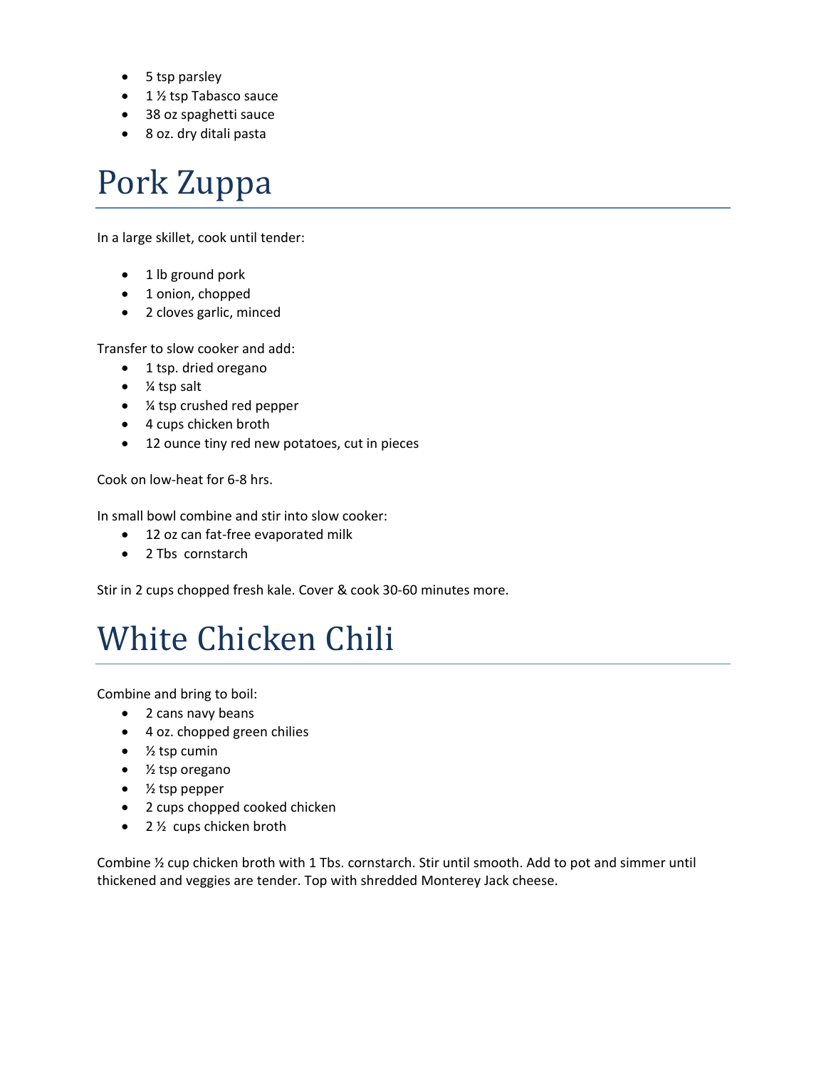- 5 tsp parsley
- 1 ½ tsp Tabasco sauce
- 38 oz spaghetti sauce
- 8 oz. dry ditali pasta

# Pork Zuppa

In a large skillet, cook until tender:

- 1 lb ground pork
- 1 onion, chopped
- 2 cloves garlic, minced

Transfer to slow cooker and add:

- 1 tsp. dried oregano
- ¼ tsp salt
- ¼ tsp crushed red pepper
- 4 cups chicken broth
- 12 ounce tiny red new potatoes, cut in pieces

Cook on low-heat for 6-8 hrs.

In small bowl combine and stir into slow cooker:

- 12 oz can fat-free evaporated milk
- 2 Tbs cornstarch

Stir in 2 cups chopped fresh kale. Cover & cook 30-60 minutes more.

# White Chicken Chili

Combine and bring to boil:

- 2 cans navy beans
- 4 oz. chopped green chilies
- ½ tsp cumin
- ½ tsp oregano
- ½ tsp pepper
- 2 cups chopped cooked chicken
- 2 ½ cups chicken broth

Combine ½ cup chicken broth with 1 Tbs. cornstarch. Stir until smooth. Add to pot and simmer until thickened and veggies are tender. Top with shredded Monterey Jack cheese.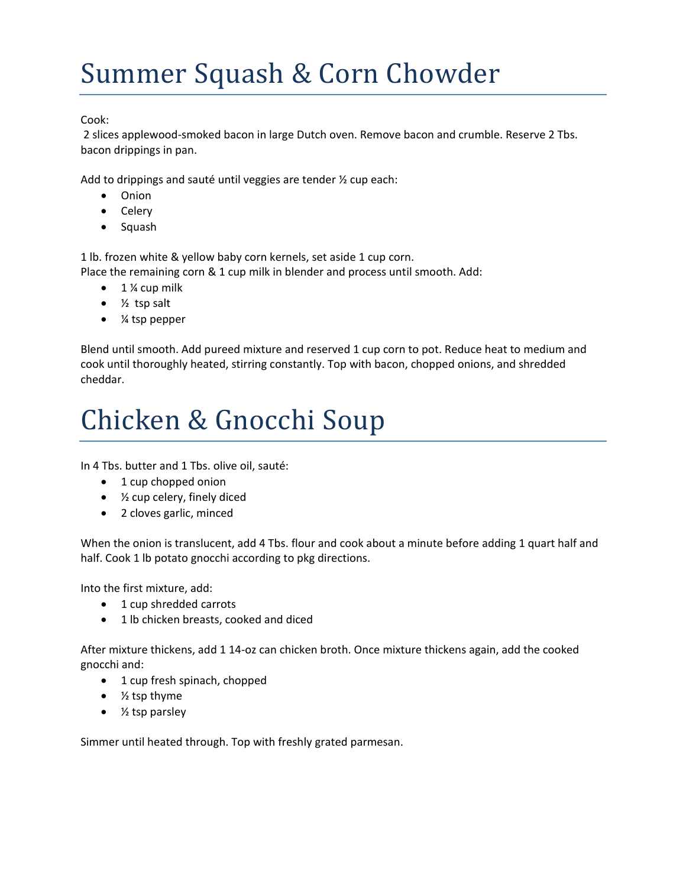# Summer Squash & Corn Chowder

Cook:
2 slices applewood-smoked bacon in large Dutch oven. Remove bacon and crumble. Reserve 2 Tbs. bacon drippings in pan.

Add to drippings and sauté until veggies are tender ½ cup each:

- Onion
- Celery
- Squash

1 lb. frozen white & yellow baby corn kernels, set aside 1 cup corn.
Place the remaining corn & 1 cup milk in blender and process until smooth. Add:

- 1 ¼ cup milk
- ½ tsp salt
- ¼ tsp pepper

Blend until smooth. Add pureed mixture and reserved 1 cup corn to pot. Reduce heat to medium and cook until thoroughly heated, stirring constantly. Top with bacon, chopped onions, and shredded cheddar.

# Chicken & Gnocchi Soup

In 4 Tbs. butter and 1 Tbs. olive oil, sauté:

- 1 cup chopped onion
- ½ cup celery, finely diced
- 2 cloves garlic, minced

When the onion is translucent, add 4 Tbs. flour and cook about a minute before adding 1 quart half and half. Cook 1 lb potato gnocchi according to pkg directions.

Into the first mixture, add:

- 1 cup shredded carrots
- 1 lb chicken breasts, cooked and diced

After mixture thickens, add 1 14-oz can chicken broth. Once mixture thickens again, add the cooked gnocchi and:

- 1 cup fresh spinach, chopped
- ½ tsp thyme
- ½ tsp parsley

Simmer until heated through. Top with freshly grated parmesan.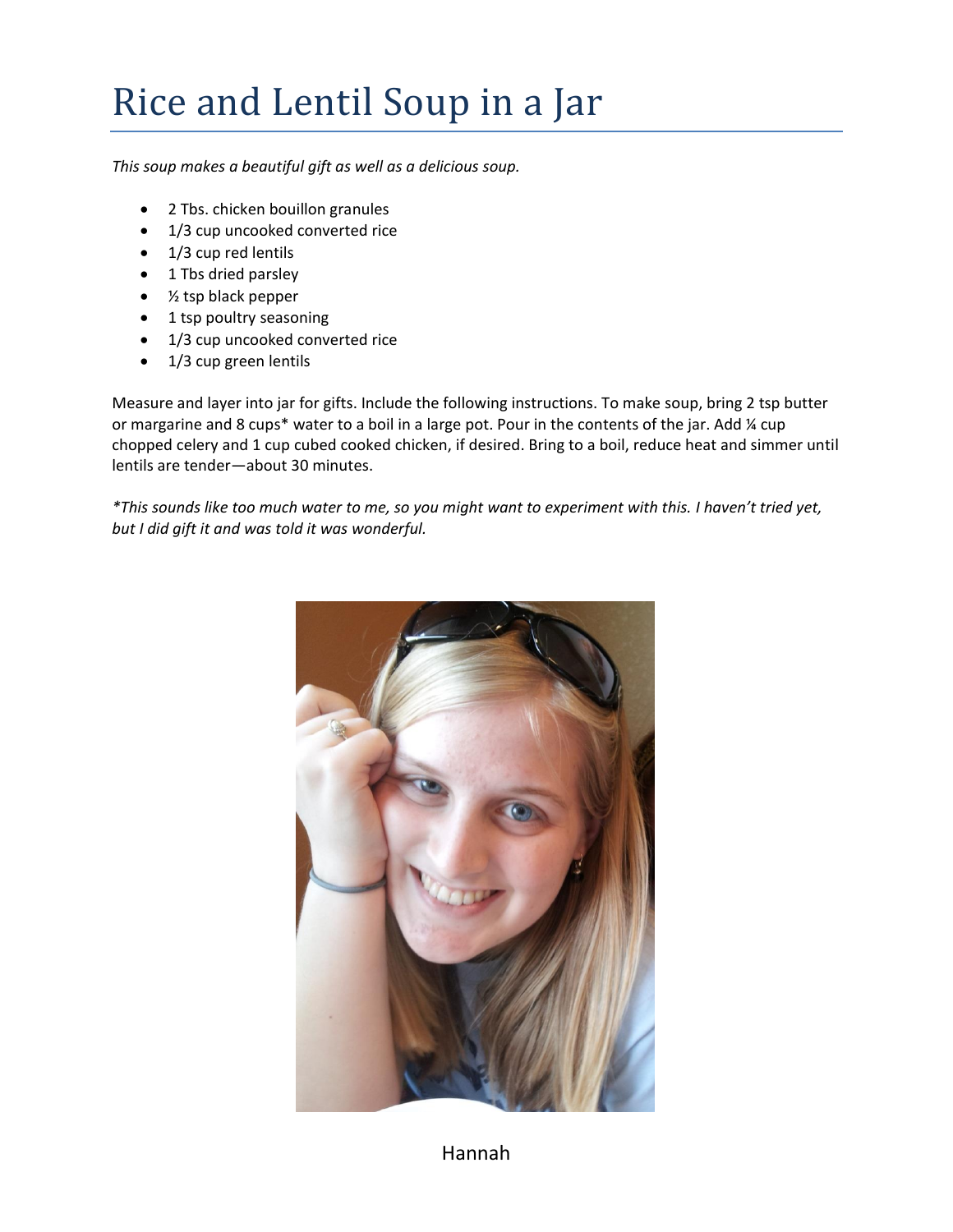# Rice and Lentil Soup in a Jar

*This soup makes a beautiful gift as well as a delicious soup.*

- 2 Tbs. chicken bouillon granules
- 1/3 cup uncooked converted rice
- 1/3 cup red lentils
- 1 Tbs dried parsley
- ½ tsp black pepper
- 1 tsp poultry seasoning
- 1/3 cup uncooked converted rice
- 1/3 cup green lentils

Measure and layer into jar for gifts. Include the following instructions. To make soup, bring 2 tsp butter or margarine and 8 cups* water to a boil in a large pot. Pour in the contents of the jar. Add ¼ cup chopped celery and 1 cup cubed cooked chicken, if desired. Bring to a boil, reduce heat and simmer until lentils are tender—about 30 minutes.

*\*This sounds like too much water to me, so you might want to experiment with this. I haven't tried yet, but I did gift it and was told it was wonderful.*

Hannah